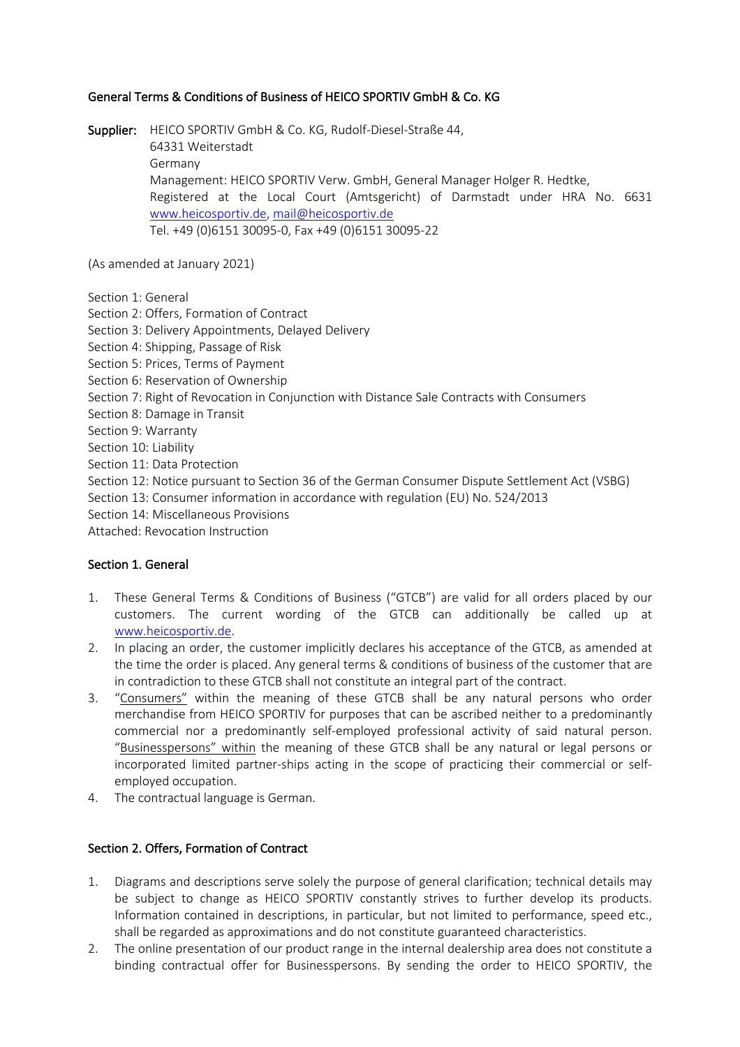## General Terms & Conditions of Business of HEICO SPORTIV GmbH & Co. KG

**Supplier:** HEICO SPORTIV GmbH & Co. KG, Rudolf-Diesel-Straße 44,
64331 Weiterstadt
Germany
Management: HEICO SPORTIV Verw. GmbH, General Manager Holger R. Hedtke,
Registered at the Local Court (Amtsgericht) of Darmstadt under HRA No. 6631
www.heicosportiv.de, mail@heicosportiv.de
Tel. +49 (0)6151 30095-0, Fax +49 (0)6151 30095-22

(As amended at January 2021)

Section 1: General
Section 2: Offers, Formation of Contract
Section 3: Delivery Appointments, Delayed Delivery
Section 4: Shipping, Passage of Risk
Section 5: Prices, Terms of Payment
Section 6: Reservation of Ownership
Section 7: Right of Revocation in Conjunction with Distance Sale Contracts with Consumers
Section 8: Damage in Transit
Section 9: Warranty
Section 10: Liability
Section 11: Data Protection
Section 12: Notice pursuant to Section 36 of the German Consumer Dispute Settlement Act (VSBG)
Section 13: Consumer information in accordance with regulation (EU) No. 524/2013
Section 14: Miscellaneous Provisions
Attached: Revocation Instruction

### Section 1. General

1. These General Terms & Conditions of Business ("GTCB") are valid for all orders placed by our customers. The current wording of the GTCB can additionally be called up at www.heicosportiv.de.
2. In placing an order, the customer implicitly declares his acceptance of the GTCB, as amended at the time the order is placed. Any general terms & conditions of business of the customer that are in contradiction to these GTCB shall not constitute an integral part of the contract.
3. "Consumers" within the meaning of these GTCB shall be any natural persons who order merchandise from HEICO SPORTIV for purposes that can be ascribed neither to a predominantly commercial nor a predominantly self-employed professional activity of said natural person. "Businesspersons" within the meaning of these GTCB shall be any natural or legal persons or incorporated limited partner-ships acting in the scope of practicing their commercial or self-employed occupation.
4. The contractual language is German.

### Section 2. Offers, Formation of Contract

1. Diagrams and descriptions serve solely the purpose of general clarification; technical details may be subject to change as HEICO SPORTIV constantly strives to further develop its products. Information contained in descriptions, in particular, but not limited to performance, speed etc., shall be regarded as approximations and do not constitute guaranteed characteristics.
2. The online presentation of our product range in the internal dealership area does not constitute a binding contractual offer for Businesspersons. By sending the order to HEICO SPORTIV, the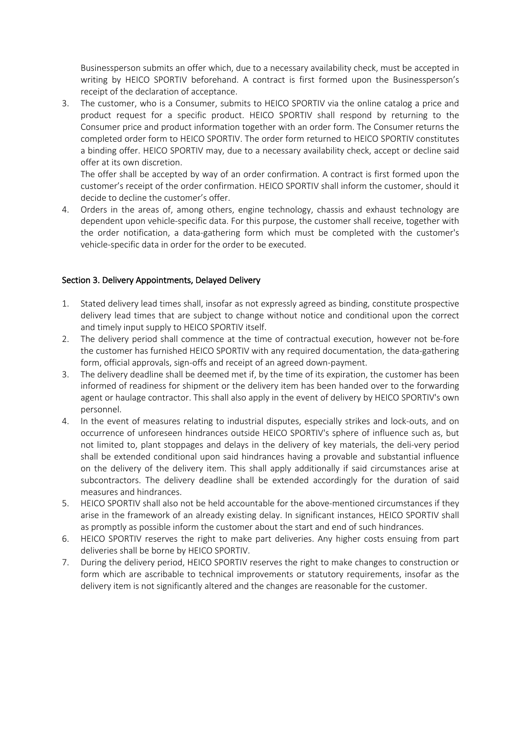Businessperson submits an offer which, due to a necessary availability check, must be accepted in writing by HEICO SPORTIV beforehand. A contract is first formed upon the Businessperson's receipt of the declaration of acceptance.

3. The customer, who is a Consumer, submits to HEICO SPORTIV via the online catalog a price and product request for a specific product. HEICO SPORTIV shall respond by returning to the Consumer price and product information together with an order form. The Consumer returns the completed order form to HEICO SPORTIV. The order form returned to HEICO SPORTIV constitutes a binding offer. HEICO SPORTIV may, due to a necessary availability check, accept or decline said offer at its own discretion.

   The offer shall be accepted by way of an order confirmation. A contract is first formed upon the customer's receipt of the order confirmation. HEICO SPORTIV shall inform the customer, should it decide to decline the customer's offer.
4. Orders in the areas of, among others, engine technology, chassis and exhaust technology are dependent upon vehicle-specific data. For this purpose, the customer shall receive, together with the order notification, a data-gathering form which must be completed with the customer's vehicle-specific data in order for the order to be executed.

## Section 3. Delivery Appointments, Delayed Delivery

1. Stated delivery lead times shall, insofar as not expressly agreed as binding, constitute prospective delivery lead times that are subject to change without notice and conditional upon the correct and timely input supply to HEICO SPORTIV itself.
2. The delivery period shall commence at the time of contractual execution, however not be-fore the customer has furnished HEICO SPORTIV with any required documentation, the data-gathering form, official approvals, sign-offs and receipt of an agreed down-payment.
3. The delivery deadline shall be deemed met if, by the time of its expiration, the customer has been informed of readiness for shipment or the delivery item has been handed over to the forwarding agent or haulage contractor. This shall also apply in the event of delivery by HEICO SPORTIV's own personnel.
4. In the event of measures relating to industrial disputes, especially strikes and lock-outs, and on occurrence of unforeseen hindrances outside HEICO SPORTIV's sphere of influence such as, but not limited to, plant stoppages and delays in the delivery of key materials, the deli-very period shall be extended conditional upon said hindrances having a provable and substantial influence on the delivery of the delivery item. This shall apply additionally if said circumstances arise at subcontractors. The delivery deadline shall be extended accordingly for the duration of said measures and hindrances.
5. HEICO SPORTIV shall also not be held accountable for the above-mentioned circumstances if they arise in the framework of an already existing delay. In significant instances, HEICO SPORTIV shall as promptly as possible inform the customer about the start and end of such hindrances.
6. HEICO SPORTIV reserves the right to make part deliveries. Any higher costs ensuing from part deliveries shall be borne by HEICO SPORTIV.
7. During the delivery period, HEICO SPORTIV reserves the right to make changes to construction or form which are ascribable to technical improvements or statutory requirements, insofar as the delivery item is not significantly altered and the changes are reasonable for the customer.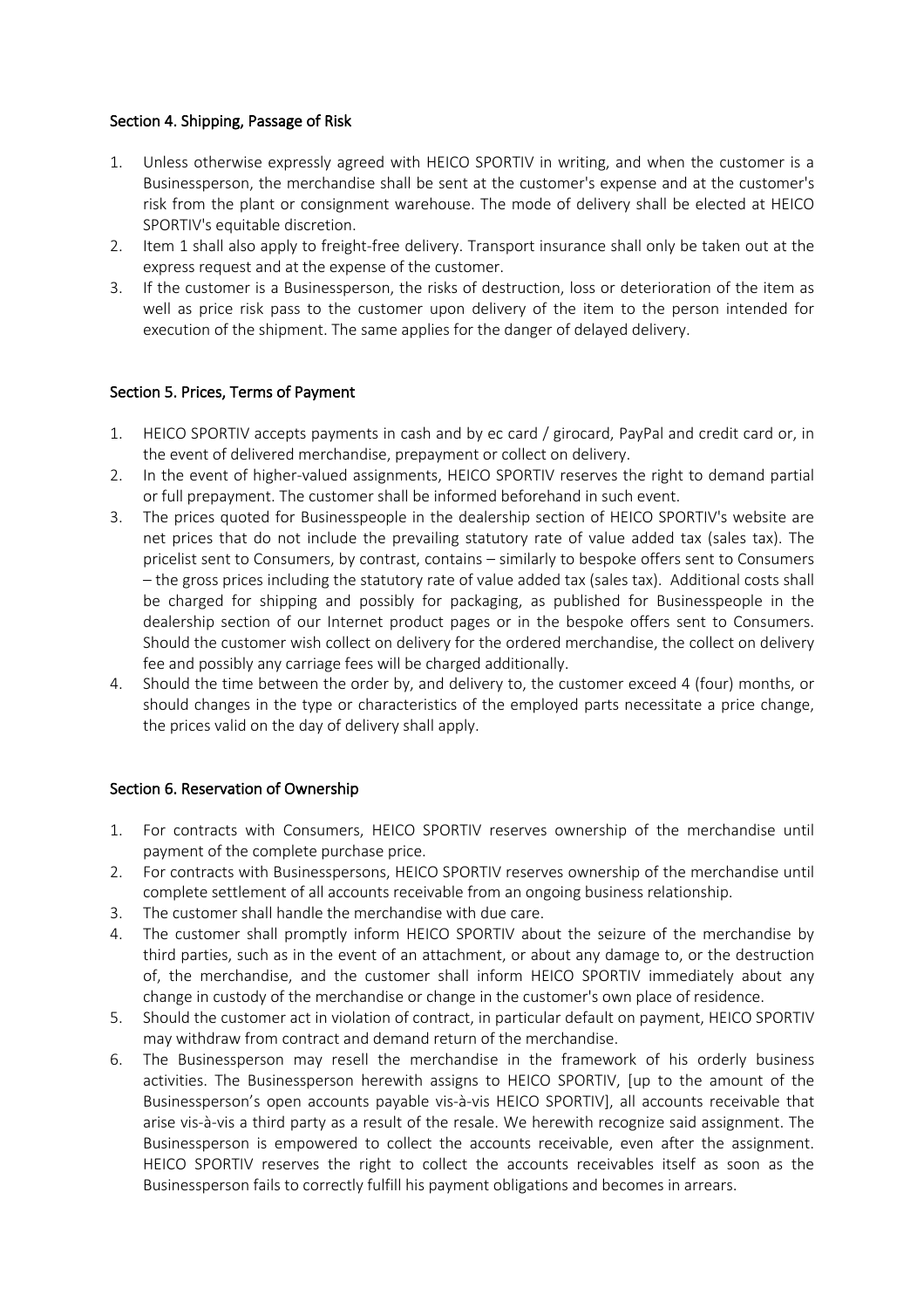## Section 4. Shipping, Passage of Risk

1. Unless otherwise expressly agreed with HEICO SPORTIV in writing, and when the customer is a Businessperson, the merchandise shall be sent at the customer's expense and at the customer's risk from the plant or consignment warehouse. The mode of delivery shall be elected at HEICO SPORTIV's equitable discretion.
2. Item 1 shall also apply to freight-free delivery. Transport insurance shall only be taken out at the express request and at the expense of the customer.
3. If the customer is a Businessperson, the risks of destruction, loss or deterioration of the item as well as price risk pass to the customer upon delivery of the item to the person intended for execution of the shipment. The same applies for the danger of delayed delivery.

## Section 5. Prices, Terms of Payment

1. HEICO SPORTIV accepts payments in cash and by ec card / girocard, PayPal and credit card or, in the event of delivered merchandise, prepayment or collect on delivery.
2. In the event of higher-valued assignments, HEICO SPORTIV reserves the right to demand partial or full prepayment. The customer shall be informed beforehand in such event.
3. The prices quoted for Businesspeople in the dealership section of HEICO SPORTIV's website are net prices that do not include the prevailing statutory rate of value added tax (sales tax). The pricelist sent to Consumers, by contrast, contains – similarly to bespoke offers sent to Consumers – the gross prices including the statutory rate of value added tax (sales tax). Additional costs shall be charged for shipping and possibly for packaging, as published for Businesspeople in the dealership section of our Internet product pages or in the bespoke offers sent to Consumers. Should the customer wish collect on delivery for the ordered merchandise, the collect on delivery fee and possibly any carriage fees will be charged additionally.
4. Should the time between the order by, and delivery to, the customer exceed 4 (four) months, or should changes in the type or characteristics of the employed parts necessitate a price change, the prices valid on the day of delivery shall apply.

## Section 6. Reservation of Ownership

1. For contracts with Consumers, HEICO SPORTIV reserves ownership of the merchandise until payment of the complete purchase price.
2. For contracts with Businesspersons, HEICO SPORTIV reserves ownership of the merchandise until complete settlement of all accounts receivable from an ongoing business relationship.
3. The customer shall handle the merchandise with due care.
4. The customer shall promptly inform HEICO SPORTIV about the seizure of the merchandise by third parties, such as in the event of an attachment, or about any damage to, or the destruction of, the merchandise, and the customer shall inform HEICO SPORTIV immediately about any change in custody of the merchandise or change in the customer's own place of residence.
5. Should the customer act in violation of contract, in particular default on payment, HEICO SPORTIV may withdraw from contract and demand return of the merchandise.
6. The Businessperson may resell the merchandise in the framework of his orderly business activities. The Businessperson herewith assigns to HEICO SPORTIV, [up to the amount of the Businessperson's open accounts payable vis-à-vis HEICO SPORTIV], all accounts receivable that arise vis-à-vis a third party as a result of the resale. We herewith recognize said assignment. The Businessperson is empowered to collect the accounts receivable, even after the assignment. HEICO SPORTIV reserves the right to collect the accounts receivables itself as soon as the Businessperson fails to correctly fulfill his payment obligations and becomes in arrears.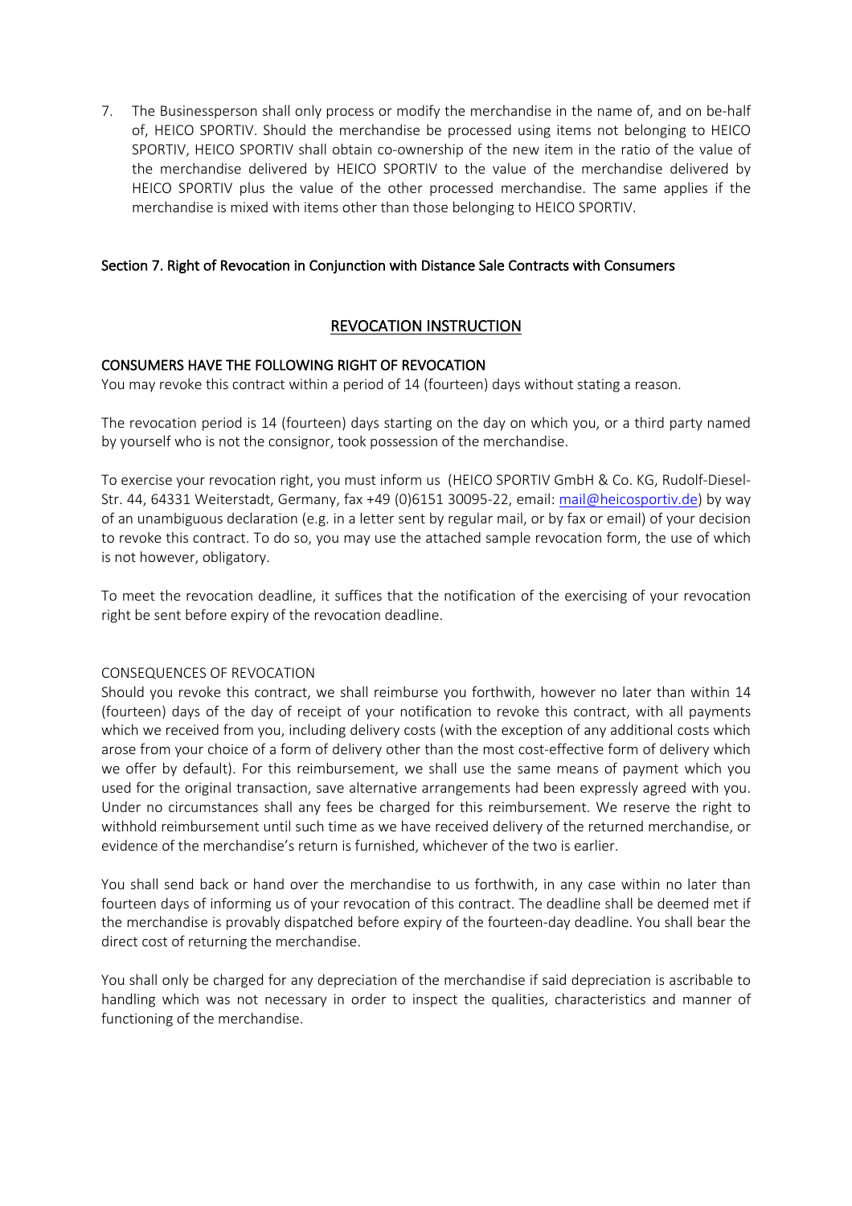7. The Businessperson shall only process or modify the merchandise in the name of, and on be-half of, HEICO SPORTIV. Should the merchandise be processed using items not belonging to HEICO SPORTIV, HEICO SPORTIV shall obtain co-ownership of the new item in the ratio of the value of the merchandise delivered by HEICO SPORTIV to the value of the merchandise delivered by HEICO SPORTIV plus the value of the other processed merchandise. The same applies if the merchandise is mixed with items other than those belonging to HEICO SPORTIV.

## Section 7. Right of Revocation in Conjunction with Distance Sale Contracts with Consumers

### REVOCATION INSTRUCTION

#### CONSUMERS HAVE THE FOLLOWING RIGHT OF REVOCATION

You may revoke this contract within a period of 14 (fourteen) days without stating a reason.

The revocation period is 14 (fourteen) days starting on the day on which you, or a third party named by yourself who is not the consignor, took possession of the merchandise.

To exercise your revocation right, you must inform us (HEICO SPORTIV GmbH & Co. KG, Rudolf-Diesel-Str. 44, 64331 Weiterstadt, Germany, fax +49 (0)6151 30095-22, email: mail@heicosportiv.de) by way of an unambiguous declaration (e.g. in a letter sent by regular mail, or by fax or email) of your decision to revoke this contract. To do so, you may use the attached sample revocation form, the use of which is not however, obligatory.

To meet the revocation deadline, it suffices that the notification of the exercising of your revocation right be sent before expiry of the revocation deadline.

CONSEQUENCES OF REVOCATION

Should you revoke this contract, we shall reimburse you forthwith, however no later than within 14 (fourteen) days of the day of receipt of your notification to revoke this contract, with all payments which we received from you, including delivery costs (with the exception of any additional costs which arose from your choice of a form of delivery other than the most cost-effective form of delivery which we offer by default). For this reimbursement, we shall use the same means of payment which you used for the original transaction, save alternative arrangements had been expressly agreed with you. Under no circumstances shall any fees be charged for this reimbursement. We reserve the right to withhold reimbursement until such time as we have received delivery of the returned merchandise, or evidence of the merchandise's return is furnished, whichever of the two is earlier.

You shall send back or hand over the merchandise to us forthwith, in any case within no later than fourteen days of informing us of your revocation of this contract. The deadline shall be deemed met if the merchandise is provably dispatched before expiry of the fourteen-day deadline. You shall bear the direct cost of returning the merchandise.

You shall only be charged for any depreciation of the merchandise if said depreciation is ascribable to handling which was not necessary in order to inspect the qualities, characteristics and manner of functioning of the merchandise.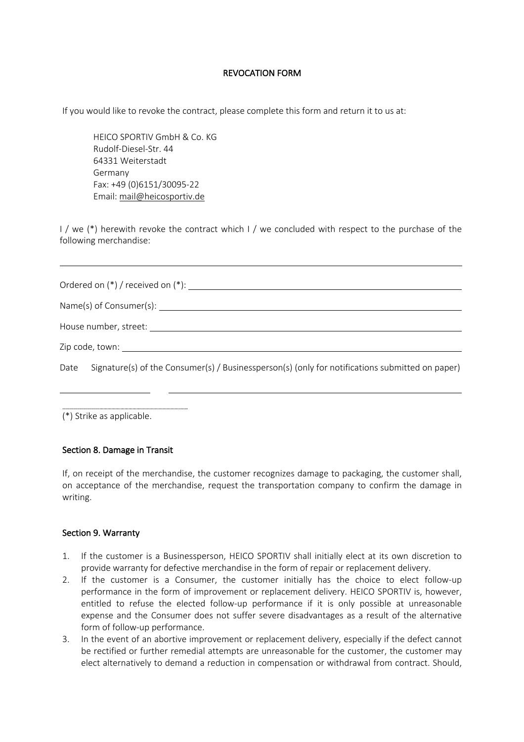## REVOCATION FORM

If you would like to revoke the contract, please complete this form and return it to us at:

HEICO SPORTIV GmbH & Co. KG
Rudolf-Diesel-Str. 44
64331 Weiterstadt
Germany
Fax: +49 (0)6151/30095-22
Email: mail@heicosportiv.de

I / we (*) herewith revoke the contract which I / we concluded with respect to the purchase of the following merchandise:

______________________________________________________________________________

Ordered on (*) / received on (*): ______________________________________________

Name(s) of Consumer(s): ____________________________________________________

House number, street: ______________________________________________________

Zip code, town: __________________________________________________________

Date    Signature(s) of the Consumer(s) / Businessperson(s) (only for notifications submitted on paper)

________________    ______________________________________________________

(*) Strike as applicable.

### Section 8. Damage in Transit

If, on receipt of the merchandise, the customer recognizes damage to packaging, the customer shall, on acceptance of the merchandise, request the transportation company to confirm the damage in writing.

### Section 9. Warranty

1. If the customer is a Businessperson, HEICO SPORTIV shall initially elect at its own discretion to provide warranty for defective merchandise in the form of repair or replacement delivery.
2. If the customer is a Consumer, the customer initially has the choice to elect follow-up performance in the form of improvement or replacement delivery. HEICO SPORTIV is, however, entitled to refuse the elected follow-up performance if it is only possible at unreasonable expense and the Consumer does not suffer severe disadvantages as a result of the alternative form of follow-up performance.
3. In the event of an abortive improvement or replacement delivery, especially if the defect cannot be rectified or further remedial attempts are unreasonable for the customer, the customer may elect alternatively to demand a reduction in compensation or withdrawal from contract. Should,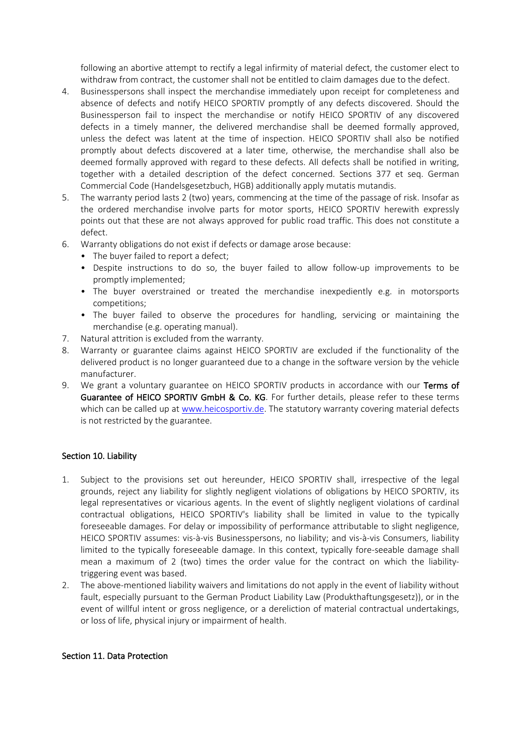following an abortive attempt to rectify a legal infirmity of material defect, the customer elect to withdraw from contract, the customer shall not be entitled to claim damages due to the defect.

4. Businesspersons shall inspect the merchandise immediately upon receipt for completeness and absence of defects and notify HEICO SPORTIV promptly of any defects discovered. Should the Businessperson fail to inspect the merchandise or notify HEICO SPORTIV of any discovered defects in a timely manner, the delivered merchandise shall be deemed formally approved, unless the defect was latent at the time of inspection. HEICO SPORTIV shall also be notified promptly about defects discovered at a later time, otherwise, the merchandise shall also be deemed formally approved with regard to these defects. All defects shall be notified in writing, together with a detailed description of the defect concerned. Sections 377 et seq. German Commercial Code (Handelsgesetzbuch, HGB) additionally apply mutatis mutandis.
5. The warranty period lasts 2 (two) years, commencing at the time of the passage of risk. Insofar as the ordered merchandise involve parts for motor sports, HEICO SPORTIV herewith expressly points out that these are not always approved for public road traffic. This does not constitute a defect.
6. Warranty obligations do not exist if defects or damage arose because:
   - The buyer failed to report a defect;
   - Despite instructions to do so, the buyer failed to allow follow-up improvements to be promptly implemented;
   - The buyer overstrained or treated the merchandise inexpediently e.g. in motorsports competitions;
   - The buyer failed to observe the procedures for handling, servicing or maintaining the merchandise (e.g. operating manual).
7. Natural attrition is excluded from the warranty.
8. Warranty or guarantee claims against HEICO SPORTIV are excluded if the functionality of the delivered product is no longer guaranteed due to a change in the software version by the vehicle manufacturer.
9. We grant a voluntary guarantee on HEICO SPORTIV products in accordance with our **Terms of Guarantee of HEICO SPORTIV GmbH & Co. KG**. For further details, please refer to these terms which can be called up at www.heicosportiv.de. The statutory warranty covering material defects is not restricted by the guarantee.

## Section 10. Liability

1. Subject to the provisions set out hereunder, HEICO SPORTIV shall, irrespective of the legal grounds, reject any liability for slightly negligent violations of obligations by HEICO SPORTIV, its legal representatives or vicarious agents. In the event of slightly negligent violations of cardinal contractual obligations, HEICO SPORTIV's liability shall be limited in value to the typically foreseeable damages. For delay or impossibility of performance attributable to slight negligence, HEICO SPORTIV assumes: vis-à-vis Businesspersons, no liability; and vis-à-vis Consumers, liability limited to the typically foreseeable damage. In this context, typically fore-seeable damage shall mean a maximum of 2 (two) times the order value for the contract on which the liability-triggering event was based.
2. The above-mentioned liability waivers and limitations do not apply in the event of liability without fault, especially pursuant to the German Product Liability Law (Produkthaftungsgesetz)), or in the event of willful intent or gross negligence, or a dereliction of material contractual undertakings, or loss of life, physical injury or impairment of health.

## Section 11. Data Protection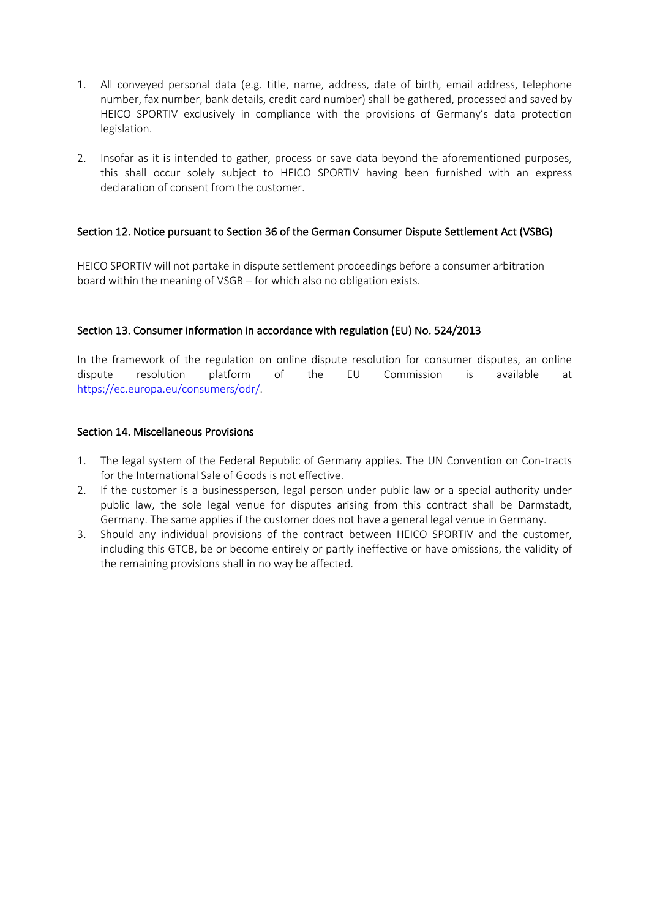1. All conveyed personal data (e.g. title, name, address, date of birth, email address, telephone number, fax number, bank details, credit card number) shall be gathered, processed and saved by HEICO SPORTIV exclusively in compliance with the provisions of Germany's data protection legislation.

2. Insofar as it is intended to gather, process or save data beyond the aforementioned purposes, this shall occur solely subject to HEICO SPORTIV having been furnished with an express declaration of consent from the customer.

### Section 12. Notice pursuant to Section 36 of the German Consumer Dispute Settlement Act (VSBG)

HEICO SPORTIV will not partake in dispute settlement proceedings before a consumer arbitration board within the meaning of VSGB – for which also no obligation exists.

### Section 13. Consumer information in accordance with regulation (EU) No. 524/2013

In the framework of the regulation on online dispute resolution for consumer disputes, an online dispute resolution platform of the EU Commission is available at https://ec.europa.eu/consumers/odr/.

### Section 14. Miscellaneous Provisions

1. The legal system of the Federal Republic of Germany applies. The UN Convention on Con-tracts for the International Sale of Goods is not effective.
2. If the customer is a businessperson, legal person under public law or a special authority under public law, the sole legal venue for disputes arising from this contract shall be Darmstadt, Germany. The same applies if the customer does not have a general legal venue in Germany.
3. Should any individual provisions of the contract between HEICO SPORTIV and the customer, including this GTCB, be or become entirely or partly ineffective or have omissions, the validity of the remaining provisions shall in no way be affected.